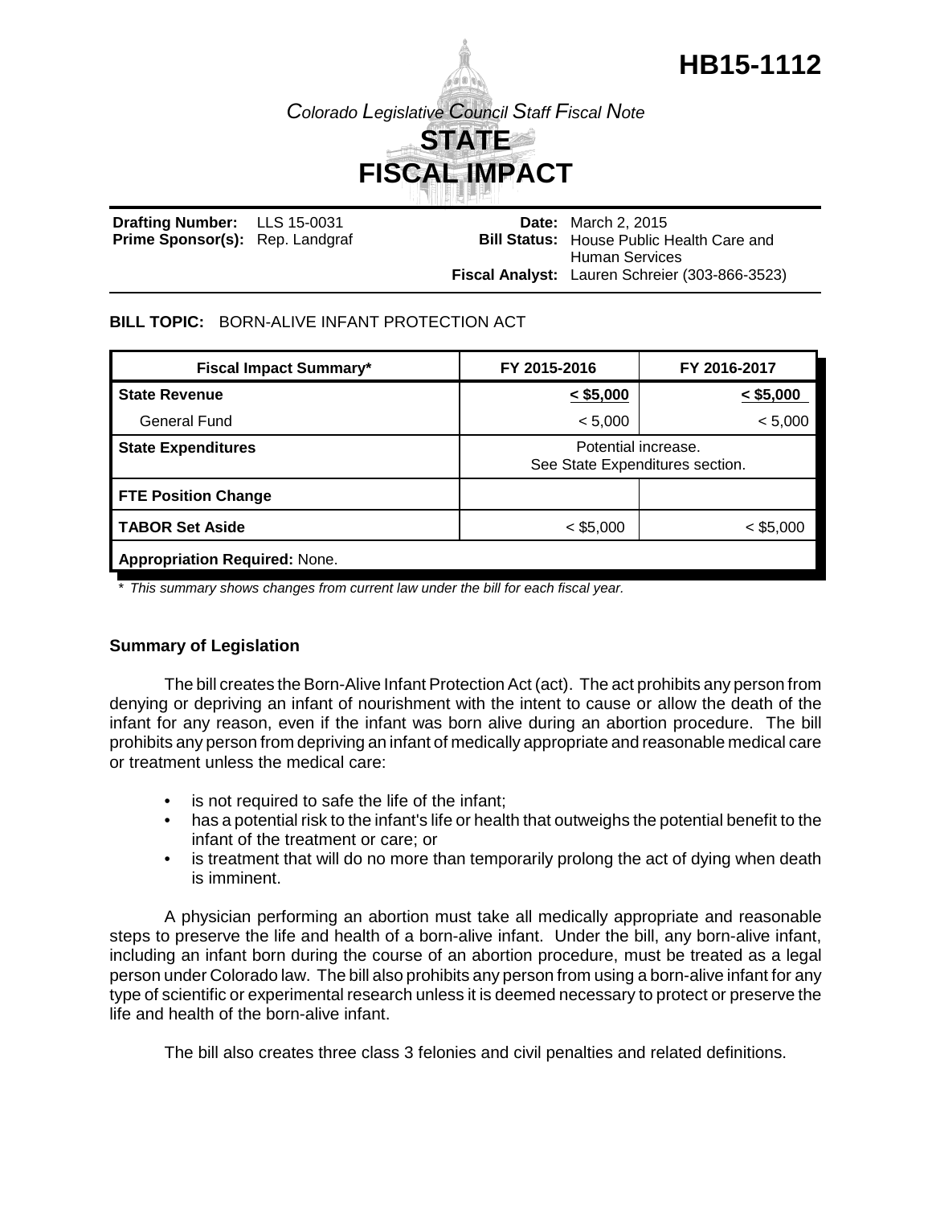# HB15-1112

*Colorado Legislative Council Staff Fiscal Note*

# STATE FISCAL IMPACT

**Drafting Number:** LLS 15-0031
**Prime Sponsor(s):** Rep. Landgraf

**Date:** March 2, 2015
**Bill Status:** House Public Health Care and Human Services
**Fiscal Analyst:** Lauren Schreier (303-866-3523)

**BILL TOPIC:** BORN-ALIVE INFANT PROTECTION ACT

| Fiscal Impact Summary* | FY 2015-2016 | FY 2016-2017 |
|---|---|---|
| **State Revenue** | **< $5,000** | **< $5,000** |
| General Fund | < 5,000 | < 5,000 |
| **State Expenditures** | Potential increase. See State Expenditures section. | |
| **FTE Position Change** | | |
| **TABOR Set Aside** | < $5,000 | < $5,000 |
| **Appropriation Required:** None. | | |

*\* This summary shows changes from current law under the bill for each fiscal year.*

## Summary of Legislation

The bill creates the Born-Alive Infant Protection Act (act). The act prohibits any person from denying or depriving an infant of nourishment with the intent to cause or allow the death of the infant for any reason, even if the infant was born alive during an abortion procedure. The bill prohibits any person from depriving an infant of medically appropriate and reasonable medical care or treatment unless the medical care:

- is not required to safe the life of the infant;
- has a potential risk to the infant's life or health that outweighs the potential benefit to the infant of the treatment or care; or
- is treatment that will do no more than temporarily prolong the act of dying when death is imminent.

A physician performing an abortion must take all medically appropriate and reasonable steps to preserve the life and health of a born-alive infant. Under the bill, any born-alive infant, including an infant born during the course of an abortion procedure, must be treated as a legal person under Colorado law. The bill also prohibits any person from using a born-alive infant for any type of scientific or experimental research unless it is deemed necessary to protect or preserve the life and health of the born-alive infant.

The bill also creates three class 3 felonies and civil penalties and related definitions.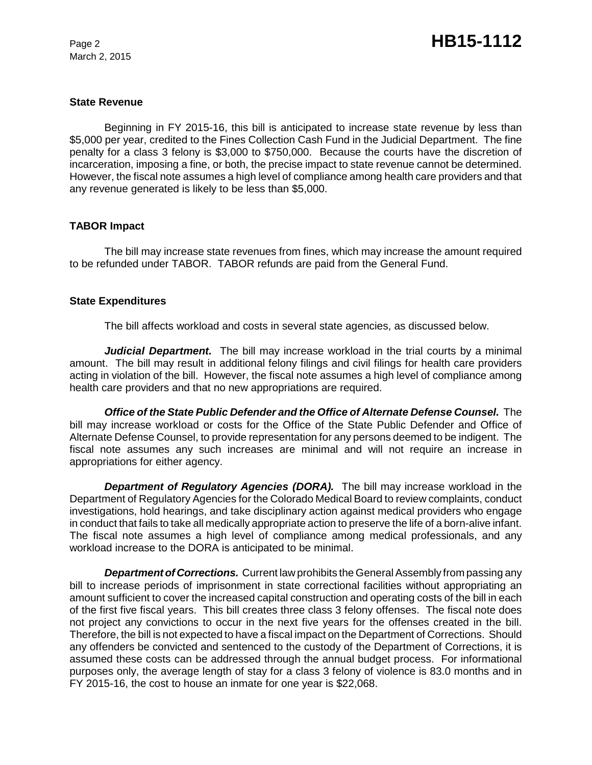### State Revenue

Beginning in FY 2015-16, this bill is anticipated to increase state revenue by less than \$5,000 per year, credited to the Fines Collection Cash Fund in the Judicial Department. The fine penalty for a class 3 felony is \$3,000 to \$750,000. Because the courts have the discretion of incarceration, imposing a fine, or both, the precise impact to state revenue cannot be determined. However, the fiscal note assumes a high level of compliance among health care providers and that any revenue generated is likely to be less than \$5,000.

### TABOR Impact

The bill may increase state revenues from fines, which may increase the amount required to be refunded under TABOR. TABOR refunds are paid from the General Fund.

### State Expenditures

The bill affects workload and costs in several state agencies, as discussed below.

***Judicial Department.*** The bill may increase workload in the trial courts by a minimal amount. The bill may result in additional felony filings and civil filings for health care providers acting in violation of the bill. However, the fiscal note assumes a high level of compliance among health care providers and that no new appropriations are required.

***Office of the State Public Defender and the Office of Alternate Defense Counsel.*** The bill may increase workload or costs for the Office of the State Public Defender and Office of Alternate Defense Counsel, to provide representation for any persons deemed to be indigent. The fiscal note assumes any such increases are minimal and will not require an increase in appropriations for either agency.

***Department of Regulatory Agencies (DORA).*** The bill may increase workload in the Department of Regulatory Agencies for the Colorado Medical Board to review complaints, conduct investigations, hold hearings, and take disciplinary action against medical providers who engage in conduct that fails to take all medically appropriate action to preserve the life of a born-alive infant. The fiscal note assumes a high level of compliance among medical professionals, and any workload increase to the DORA is anticipated to be minimal.

***Department of Corrections.*** Current law prohibits the General Assembly from passing any bill to increase periods of imprisonment in state correctional facilities without appropriating an amount sufficient to cover the increased capital construction and operating costs of the bill in each of the first five fiscal years. This bill creates three class 3 felony offenses. The fiscal note does not project any convictions to occur in the next five years for the offenses created in the bill. Therefore, the bill is not expected to have a fiscal impact on the Department of Corrections. Should any offenders be convicted and sentenced to the custody of the Department of Corrections, it is assumed these costs can be addressed through the annual budget process. For informational purposes only, the average length of stay for a class 3 felony of violence is 83.0 months and in FY 2015-16, the cost to house an inmate for one year is \$22,068.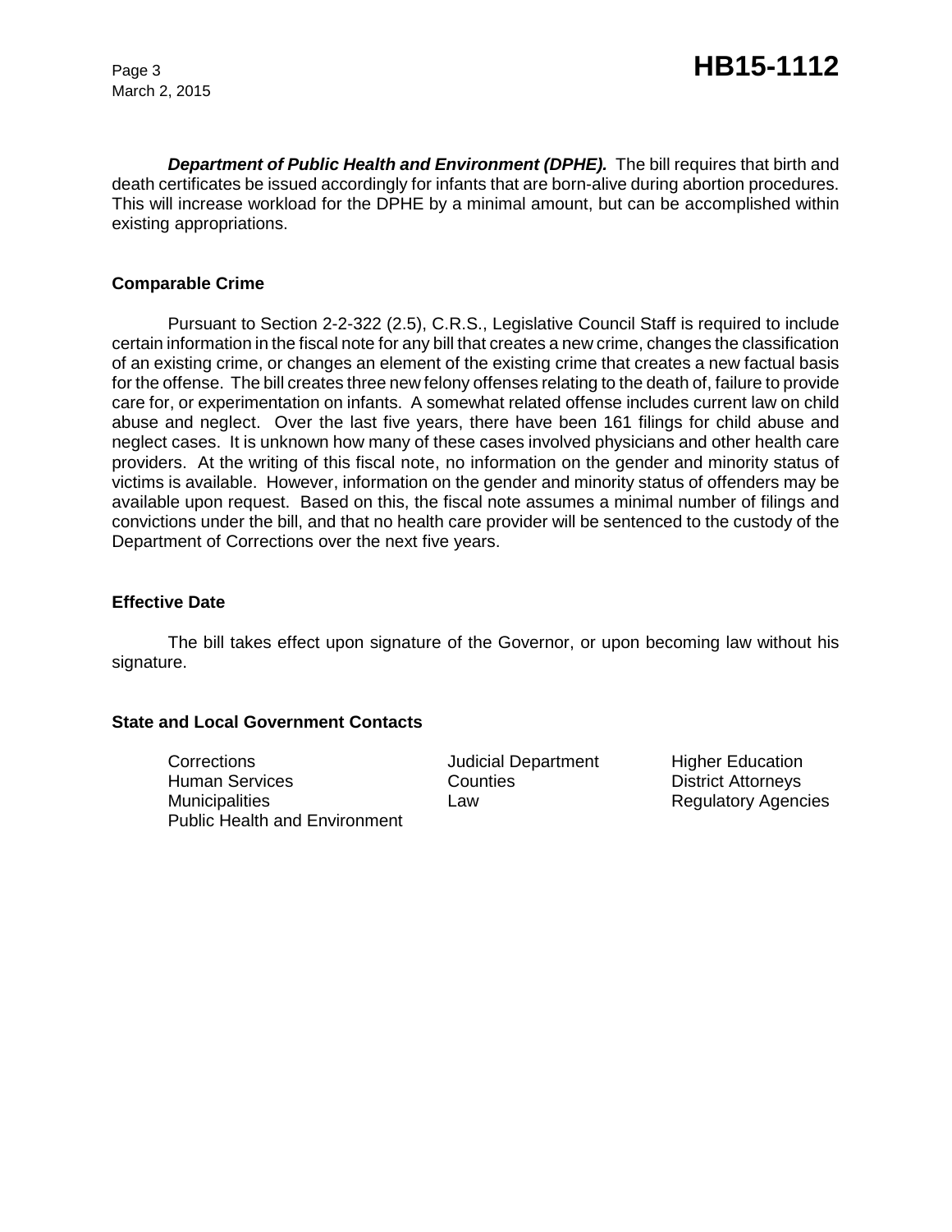***Department of Public Health and Environment (DPHE).*** The bill requires that birth and death certificates be issued accordingly for infants that are born-alive during abortion procedures. This will increase workload for the DPHE by a minimal amount, but can be accomplished within existing appropriations.

### Comparable Crime

Pursuant to Section 2-2-322 (2.5), C.R.S., Legislative Council Staff is required to include certain information in the fiscal note for any bill that creates a new crime, changes the classification of an existing crime, or changes an element of the existing crime that creates a new factual basis for the offense. The bill creates three new felony offenses relating to the death of, failure to provide care for, or experimentation on infants. A somewhat related offense includes current law on child abuse and neglect. Over the last five years, there have been 161 filings for child abuse and neglect cases. It is unknown how many of these cases involved physicians and other health care providers. At the writing of this fiscal note, no information on the gender and minority status of victims is available. However, information on the gender and minority status of offenders may be available upon request. Based on this, the fiscal note assumes a minimal number of filings and convictions under the bill, and that no health care provider will be sentenced to the custody of the Department of Corrections over the next five years.

### Effective Date

The bill takes effect upon signature of the Governor, or upon becoming law without his signature.

### State and Local Government Contacts

| | | |
|---|---|---|
| Corrections | Judicial Department | Higher Education |
| Human Services | Counties | District Attorneys |
| Municipalities | Law | Regulatory Agencies |
| Public Health and Environment | | |